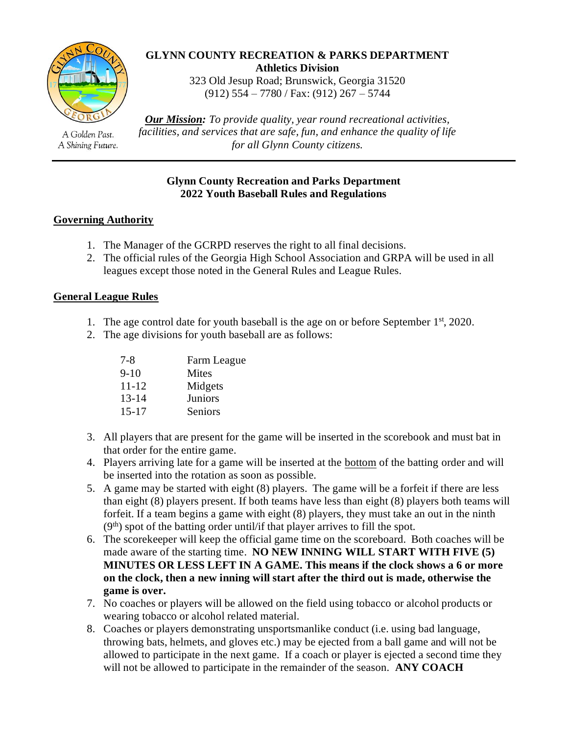A Golden Past.
A Shining Future.

**GLYNN COUNTY RECREATION & PARKS DEPARTMENT**
**Athletics Division**
323 Old Jesup Road; Brunswick, Georgia 31520
(912) 554 – 7780 / Fax: (912) 267 – 5744

***Our Mission:*** *To provide quality, year round recreational activities, facilities, and services that are safe, fun, and enhance the quality of life for all Glynn County citizens.*

---

## Glynn County Recreation and Parks Department
## 2022 Youth Baseball Rules and Regulations

### Governing Authority

1. The Manager of the GCRPD reserves the right to all final decisions.
2. The official rules of the Georgia High School Association and GRPA will be used in all leagues except those noted in the General Rules and League Rules.

### General League Rules

1. The age control date for youth baseball is the age on or before September 1st, 2020.
2. The age divisions for youth baseball are as follows:

| | |
|---|---|
| 7-8 | Farm League |
| 9-10 | Mites |
| 11-12 | Midgets |
| 13-14 | Juniors |
| 15-17 | Seniors |

3. All players that are present for the game will be inserted in the scorebook and must bat in that order for the entire game.
4. Players arriving late for a game will be inserted at the bottom of the batting order and will be inserted into the rotation as soon as possible.
5. A game may be started with eight (8) players. The game will be a forfeit if there are less than eight (8) players present. If both teams have less than eight (8) players both teams will forfeit. If a team begins a game with eight (8) players, they must take an out in the ninth (9th) spot of the batting order until/if that player arrives to fill the spot.
6. The scorekeeper will keep the official game time on the scoreboard. Both coaches will be made aware of the starting time. **NO NEW INNING WILL START WITH FIVE (5) MINUTES OR LESS LEFT IN A GAME. This means if the clock shows a 6 or more on the clock, then a new inning will start after the third out is made, otherwise the game is over.**
7. No coaches or players will be allowed on the field using tobacco or alcohol products or wearing tobacco or alcohol related material.
8. Coaches or players demonstrating unsportsmanlike conduct (i.e. using bad language, throwing bats, helmets, and gloves etc.) may be ejected from a ball game and will not be allowed to participate in the next game. If a coach or player is ejected a second time they will not be allowed to participate in the remainder of the season. **ANY COACH**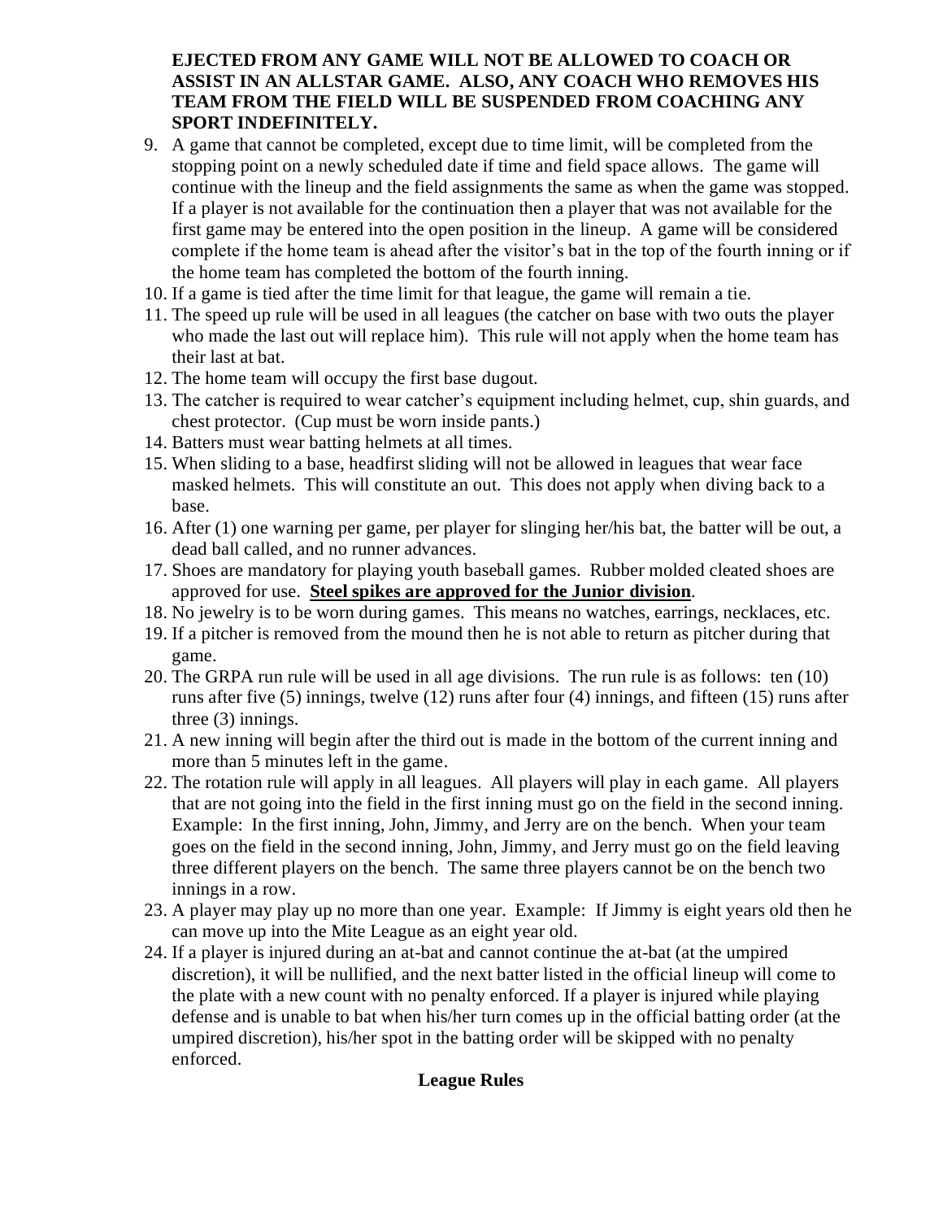**EJECTED FROM ANY GAME WILL NOT BE ALLOWED TO COACH OR ASSIST IN AN ALLSTAR GAME. ALSO, ANY COACH WHO REMOVES HIS TEAM FROM THE FIELD WILL BE SUSPENDED FROM COACHING ANY SPORT INDEFINITELY.**

9. A game that cannot be completed, except due to time limit, will be completed from the stopping point on a newly scheduled date if time and field space allows. The game will continue with the lineup and the field assignments the same as when the game was stopped. If a player is not available for the continuation then a player that was not available for the first game may be entered into the open position in the lineup. A game will be considered complete if the home team is ahead after the visitor's bat in the top of the fourth inning or if the home team has completed the bottom of the fourth inning.
10. If a game is tied after the time limit for that league, the game will remain a tie.
11. The speed up rule will be used in all leagues (the catcher on base with two outs the player who made the last out will replace him). This rule will not apply when the home team has their last at bat.
12. The home team will occupy the first base dugout.
13. The catcher is required to wear catcher's equipment including helmet, cup, shin guards, and chest protector. (Cup must be worn inside pants.)
14. Batters must wear batting helmets at all times.
15. When sliding to a base, headfirst sliding will not be allowed in leagues that wear face masked helmets. This will constitute an out. This does not apply when diving back to a base.
16. After (1) one warning per game, per player for slinging her/his bat, the batter will be out, a dead ball called, and no runner advances.
17. Shoes are mandatory for playing youth baseball games. Rubber molded cleated shoes are approved for use. **Steel spikes are approved for the Junior division**.
18. No jewelry is to be worn during games. This means no watches, earrings, necklaces, etc.
19. If a pitcher is removed from the mound then he is not able to return as pitcher during that game.
20. The GRPA run rule will be used in all age divisions. The run rule is as follows: ten (10) runs after five (5) innings, twelve (12) runs after four (4) innings, and fifteen (15) runs after three (3) innings.
21. A new inning will begin after the third out is made in the bottom of the current inning and more than 5 minutes left in the game.
22. The rotation rule will apply in all leagues. All players will play in each game. All players that are not going into the field in the first inning must go on the field in the second inning. Example: In the first inning, John, Jimmy, and Jerry are on the bench. When your team goes on the field in the second inning, John, Jimmy, and Jerry must go on the field leaving three different players on the bench. The same three players cannot be on the bench two innings in a row.
23. A player may play up no more than one year. Example: If Jimmy is eight years old then he can move up into the Mite League as an eight year old.
24. If a player is injured during an at-bat and cannot continue the at-bat (at the umpired discretion), it will be nullified, and the next batter listed in the official lineup will come to the plate with a new count with no penalty enforced. If a player is injured while playing defense and is unable to bat when his/her turn comes up in the official batting order (at the umpired discretion), his/her spot in the batting order will be skipped with no penalty enforced.

## League Rules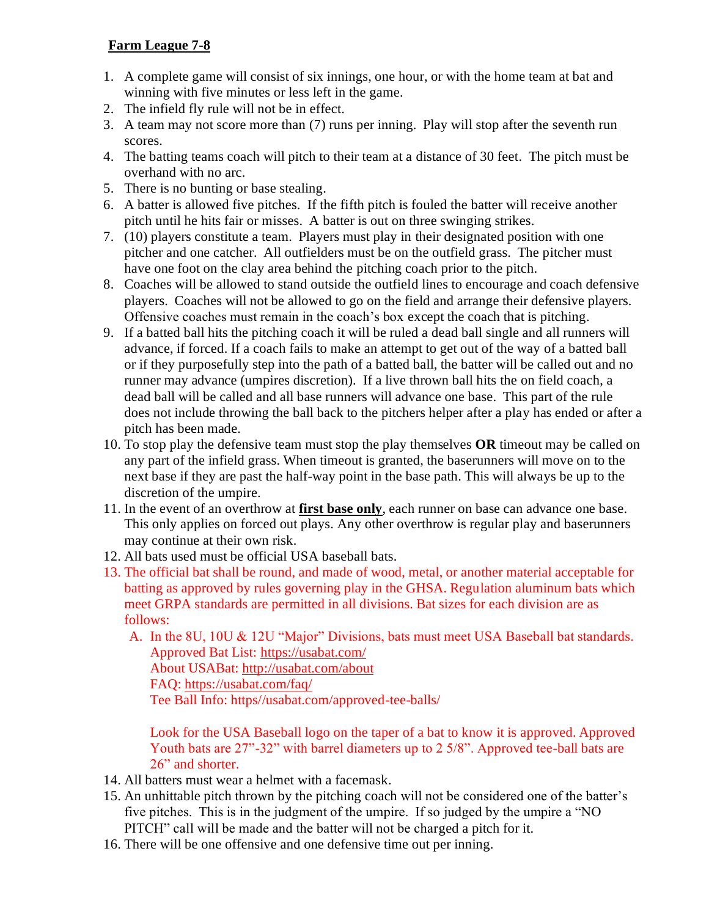**<u>Farm League 7-8</u>**

1. A complete game will consist of six innings, one hour, or with the home team at bat and winning with five minutes or less left in the game.
2. The infield fly rule will not be in effect.
3. A team may not score more than (7) runs per inning. Play will stop after the seventh run scores.
4. The batting teams coach will pitch to their team at a distance of 30 feet. The pitch must be overhand with no arc.
5. There is no bunting or base stealing.
6. A batter is allowed five pitches. If the fifth pitch is fouled the batter will receive another pitch until he hits fair or misses. A batter is out on three swinging strikes.
7. (10) players constitute a team. Players must play in their designated position with one pitcher and one catcher. All outfielders must be on the outfield grass. The pitcher must have one foot on the clay area behind the pitching coach prior to the pitch.
8. Coaches will be allowed to stand outside the outfield lines to encourage and coach defensive players. Coaches will not be allowed to go on the field and arrange their defensive players. Offensive coaches must remain in the coach's box except the coach that is pitching.
9. If a batted ball hits the pitching coach it will be ruled a dead ball single and all runners will advance, if forced. If a coach fails to make an attempt to get out of the way of a batted ball or if they purposefully step into the path of a batted ball, the batter will be called out and no runner may advance (umpires discretion). If a live thrown ball hits the on field coach, a dead ball will be called and all base runners will advance one base. This part of the rule does not include throwing the ball back to the pitchers helper after a play has ended or after a pitch has been made.
10. To stop play the defensive team must stop the play themselves **OR** timeout may be called on any part of the infield grass. When timeout is granted, the baserunners will move on to the next base if they are past the half-way point in the base path. This will always be up to the discretion of the umpire.
11. In the event of an overthrow at **<u>first base only</u>**, each runner on base can advance one base. This only applies on forced out plays. Any other overthrow is regular play and baserunners may continue at their own risk.
12. All bats used must be official USA baseball bats.
13. The official bat shall be round, and made of wood, metal, or another material acceptable for batting as approved by rules governing play in the GHSA. Regulation aluminum bats which meet GRPA standards are permitted in all divisions. Bat sizes for each division are as follows:
    A. In the 8U, 10U & 12U "Major" Divisions, bats must meet USA Baseball bat standards.
       Approved Bat List: https://usabat.com/
       About USABat: http://usabat.com/about
       FAQ: https://usabat.com/faq/
       Tee Ball Info: https//usabat.com/approved-tee-balls/

       Look for the USA Baseball logo on the taper of a bat to know it is approved. Approved Youth bats are 27"-32" with barrel diameters up to 2 5/8". Approved tee-ball bats are 26" and shorter.
14. All batters must wear a helmet with a facemask.
15. An unhittable pitch thrown by the pitching coach will not be considered one of the batter's five pitches. This is in the judgment of the umpire. If so judged by the umpire a "NO PITCH" call will be made and the batter will not be charged a pitch for it.
16. There will be one offensive and one defensive time out per inning.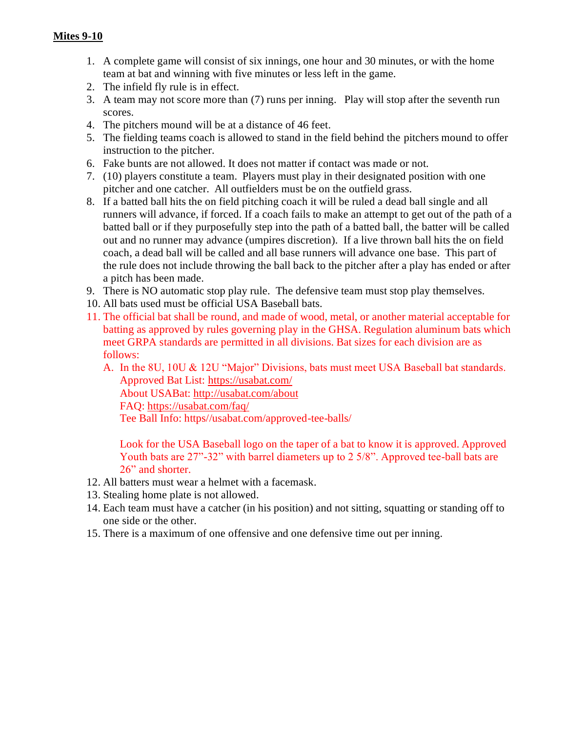**Mites 9-10**

1. A complete game will consist of six innings, one hour and 30 minutes, or with the home team at bat and winning with five minutes or less left in the game.
2. The infield fly rule is in effect.
3. A team may not score more than (7) runs per inning. Play will stop after the seventh run scores.
4. The pitchers mound will be at a distance of 46 feet.
5. The fielding teams coach is allowed to stand in the field behind the pitchers mound to offer instruction to the pitcher.
6. Fake bunts are not allowed. It does not matter if contact was made or not.
7. (10) players constitute a team. Players must play in their designated position with one pitcher and one catcher. All outfielders must be on the outfield grass.
8. If a batted ball hits the on field pitching coach it will be ruled a dead ball single and all runners will advance, if forced. If a coach fails to make an attempt to get out of the path of a batted ball or if they purposefully step into the path of a batted ball, the batter will be called out and no runner may advance (umpires discretion). If a live thrown ball hits the on field coach, a dead ball will be called and all base runners will advance one base. This part of the rule does not include throwing the ball back to the pitcher after a play has ended or after a pitch has been made.
9. There is NO automatic stop play rule. The defensive team must stop play themselves.
10. All bats used must be official USA Baseball bats.
11. The official bat shall be round, and made of wood, metal, or another material acceptable for batting as approved by rules governing play in the GHSA. Regulation aluminum bats which meet GRPA standards are permitted in all divisions. Bat sizes for each division are as follows:
    A. In the 8U, 10U & 12U "Major" Divisions, bats must meet USA Baseball bat standards.
       Approved Bat List: https://usabat.com/
       About USABat: http://usabat.com/about
       FAQ: https://usabat.com/faq/
       Tee Ball Info: https//usabat.com/approved-tee-balls/

       Look for the USA Baseball logo on the taper of a bat to know it is approved. Approved Youth bats are 27"-32" with barrel diameters up to 2 5/8". Approved tee-ball bats are 26" and shorter.
12. All batters must wear a helmet with a facemask.
13. Stealing home plate is not allowed.
14. Each team must have a catcher (in his position) and not sitting, squatting or standing off to one side or the other.
15. There is a maximum of one offensive and one defensive time out per inning.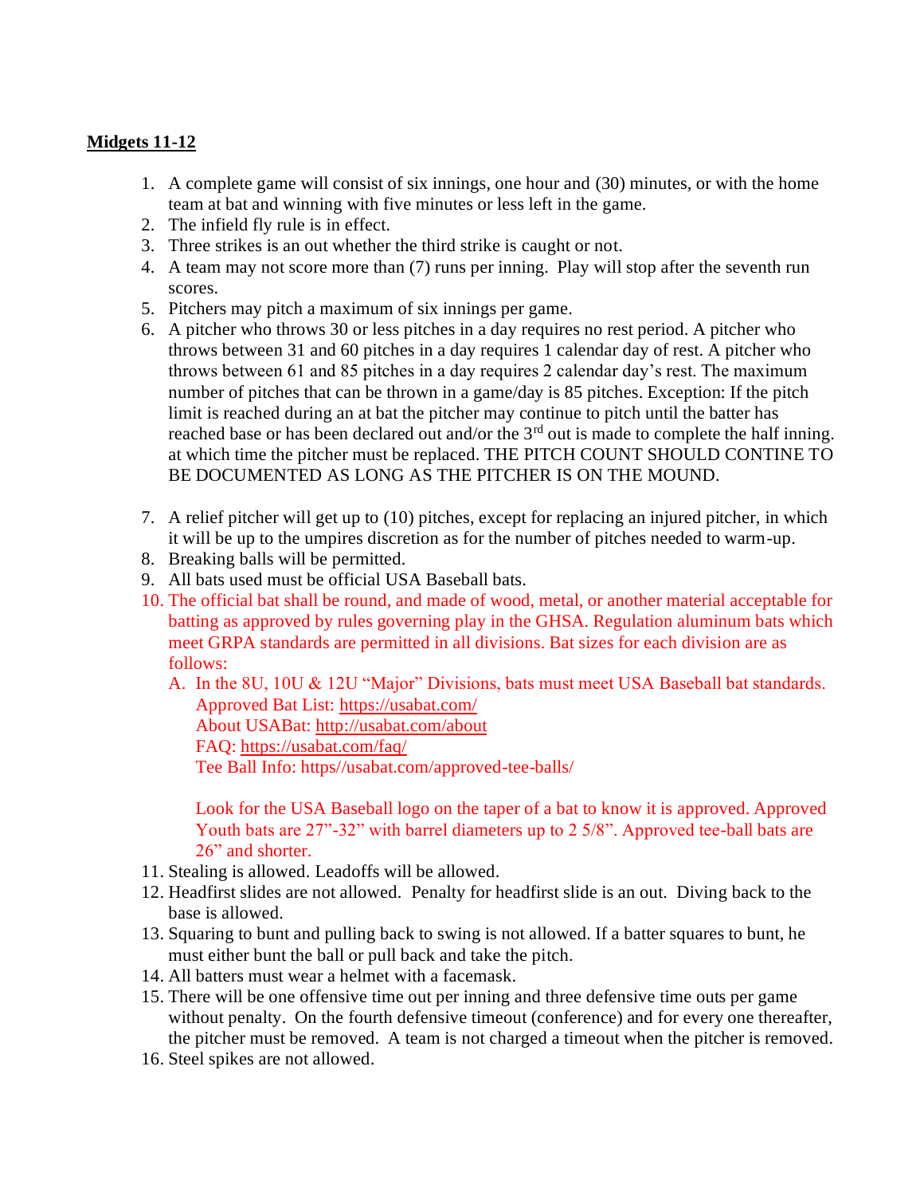**Midgets 11-12**

1. A complete game will consist of six innings, one hour and (30) minutes, or with the home team at bat and winning with five minutes or less left in the game.
2. The infield fly rule is in effect.
3. Three strikes is an out whether the third strike is caught or not.
4. A team may not score more than (7) runs per inning. Play will stop after the seventh run scores.
5. Pitchers may pitch a maximum of six innings per game.
6. A pitcher who throws 30 or less pitches in a day requires no rest period. A pitcher who throws between 31 and 60 pitches in a day requires 1 calendar day of rest. A pitcher who throws between 61 and 85 pitches in a day requires 2 calendar day's rest. The maximum number of pitches that can be thrown in a game/day is 85 pitches. Exception: If the pitch limit is reached during an at bat the pitcher may continue to pitch until the batter has reached base or has been declared out and/or the 3rd out is made to complete the half inning. at which time the pitcher must be replaced. THE PITCH COUNT SHOULD CONTINE TO BE DOCUMENTED AS LONG AS THE PITCHER IS ON THE MOUND.
7. A relief pitcher will get up to (10) pitches, except for replacing an injured pitcher, in which it will be up to the umpires discretion as for the number of pitches needed to warm-up.
8. Breaking balls will be permitted.
9. All bats used must be official USA Baseball bats.
10. The official bat shall be round, and made of wood, metal, or another material acceptable for batting as approved by rules governing play in the GHSA. Regulation aluminum bats which meet GRPA standards are permitted in all divisions. Bat sizes for each division are as follows:
    A. In the 8U, 10U & 12U "Major" Divisions, bats must meet USA Baseball bat standards.
       Approved Bat List: https://usabat.com/
       About USABat: http://usabat.com/about
       FAQ: https://usabat.com/faq/
       Tee Ball Info: https//usabat.com/approved-tee-balls/

       Look for the USA Baseball logo on the taper of a bat to know it is approved. Approved Youth bats are 27"-32" with barrel diameters up to 2 5/8". Approved tee-ball bats are 26" and shorter.
11. Stealing is allowed. Leadoffs will be allowed.
12. Headfirst slides are not allowed. Penalty for headfirst slide is an out. Diving back to the base is allowed.
13. Squaring to bunt and pulling back to swing is not allowed. If a batter squares to bunt, he must either bunt the ball or pull back and take the pitch.
14. All batters must wear a helmet with a facemask.
15. There will be one offensive time out per inning and three defensive time outs per game without penalty. On the fourth defensive timeout (conference) and for every one thereafter, the pitcher must be removed. A team is not charged a timeout when the pitcher is removed.
16. Steel spikes are not allowed.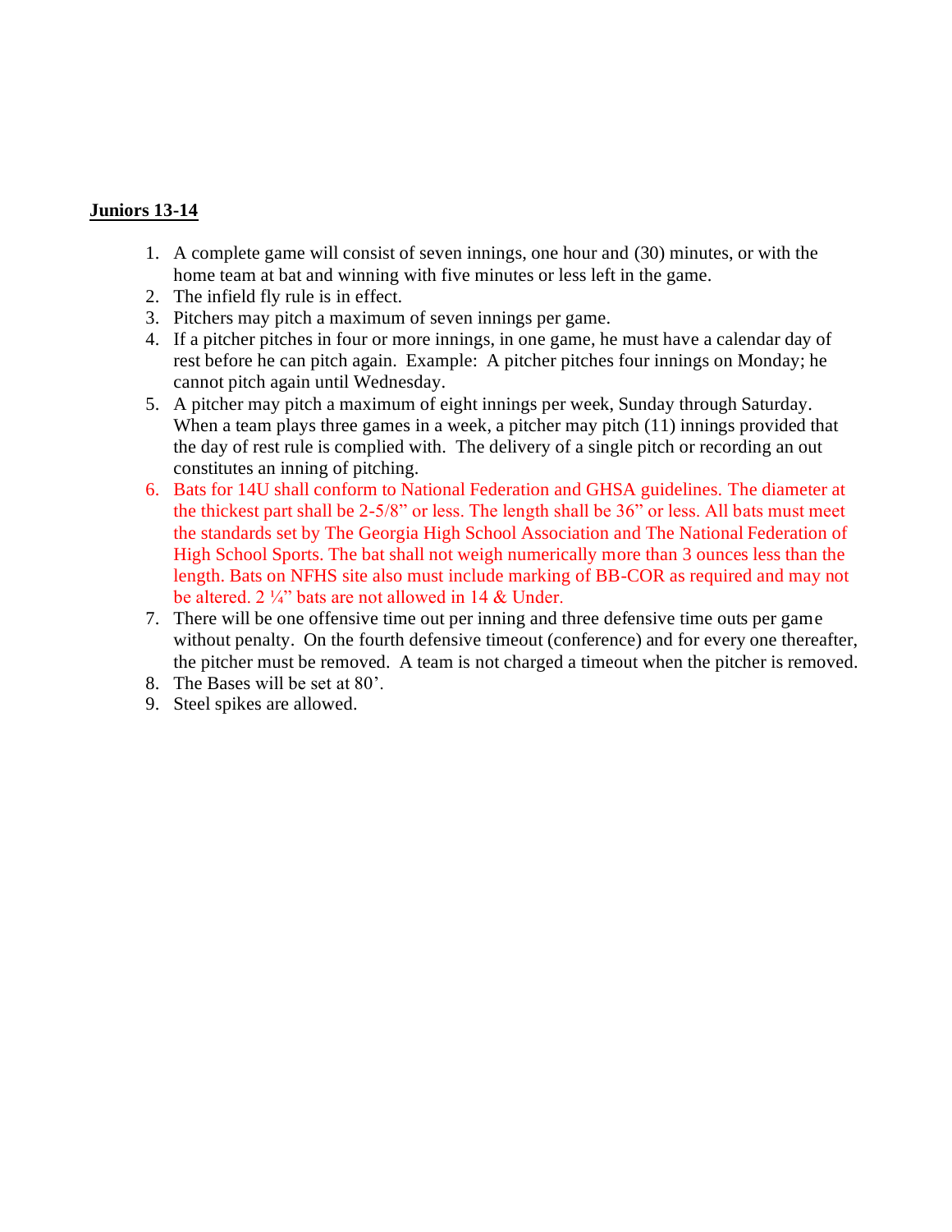**Juniors 13-14**

1. A complete game will consist of seven innings, one hour and (30) minutes, or with the home team at bat and winning with five minutes or less left in the game.
2. The infield fly rule is in effect.
3. Pitchers may pitch a maximum of seven innings per game.
4. If a pitcher pitches in four or more innings, in one game, he must have a calendar day of rest before he can pitch again. Example: A pitcher pitches four innings on Monday; he cannot pitch again until Wednesday.
5. A pitcher may pitch a maximum of eight innings per week, Sunday through Saturday. When a team plays three games in a week, a pitcher may pitch (11) innings provided that the day of rest rule is complied with. The delivery of a single pitch or recording an out constitutes an inning of pitching.
6. Bats for 14U shall conform to National Federation and GHSA guidelines. The diameter at the thickest part shall be 2-5/8" or less. The length shall be 36" or less. All bats must meet the standards set by The Georgia High School Association and The National Federation of High School Sports. The bat shall not weigh numerically more than 3 ounces less than the length. Bats on NFHS site also must include marking of BB-COR as required and may not be altered. 2 ¼" bats are not allowed in 14 & Under.
7. There will be one offensive time out per inning and three defensive time outs per game without penalty. On the fourth defensive timeout (conference) and for every one thereafter, the pitcher must be removed. A team is not charged a timeout when the pitcher is removed.
8. The Bases will be set at 80'.
9. Steel spikes are allowed.